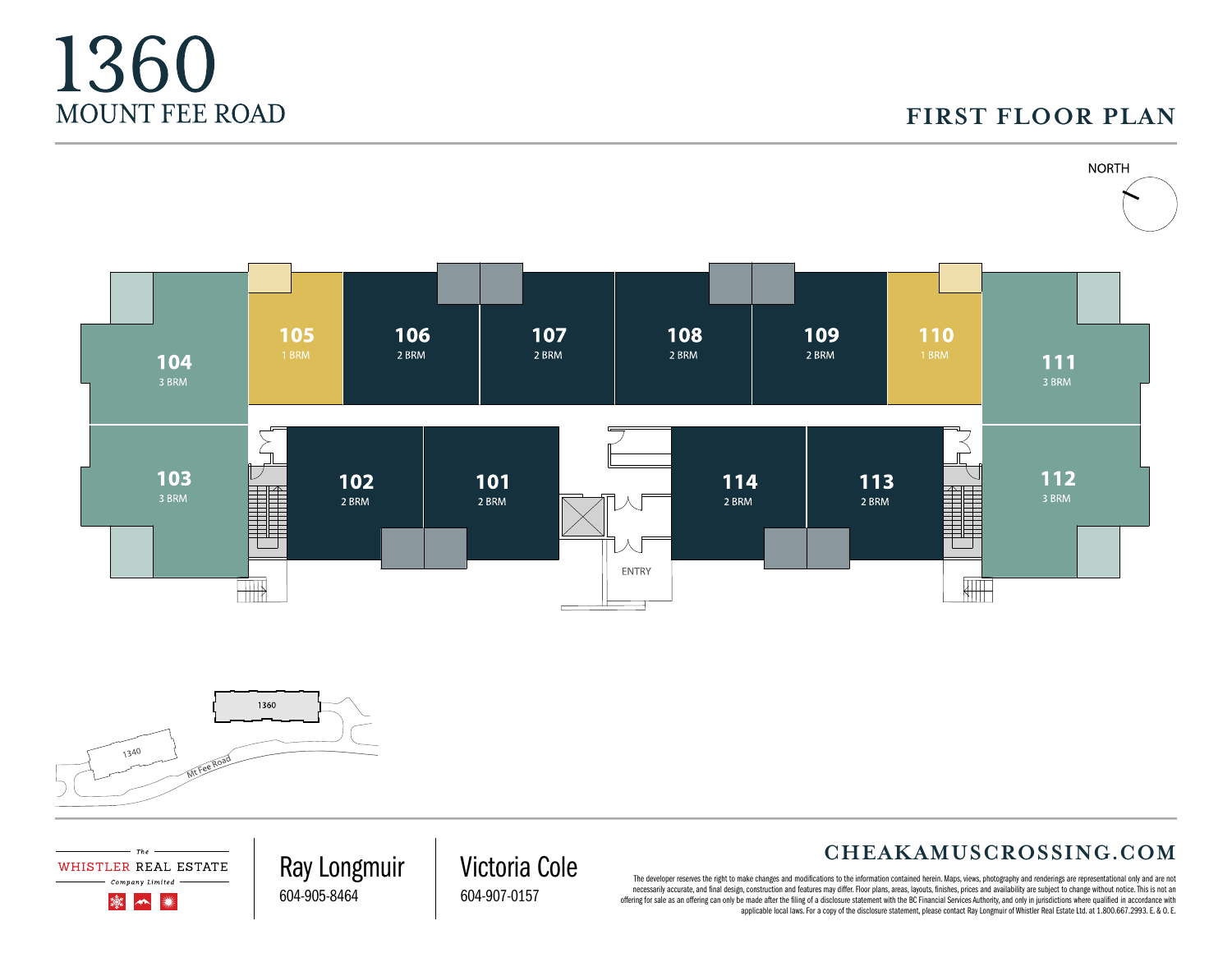# 1360
## MOUNT FEE ROAD

## FIRST FLOOR PLAN

NORTH

104
3 BRM

105
1 BRM

106
2 BRM

107
2 BRM

108
2 BRM

109
2 BRM

110
1 BRM

111
3 BRM

103
3 BRM

102
2 BRM

101
2 BRM

114
2 BRM

113
2 BRM

112
3 BRM

ENTRY

1360

1340

Mt Fee Road

The WHISTLER REAL ESTATE Company Limited

Ray Longmuir
604-905-8464

Victoria Cole
604-907-0157

**CHEAKAMUSCROSSING.COM**

The developer reserves the right to make changes and modifications to the information contained herein. Maps, views, photography and renderings are representational only and are not necessarily accurate, and final design, construction and features may differ. Floor plans, areas, layouts, finishes, prices and availability are subject to change without notice. This is not an offering for sale as an offering can only be made after the filing of a disclosure statement with the BC Financial Services Authority, and only in jurisdictions where qualified in accordance with applicable local laws. For a copy of the disclosure statement, please contact Ray Longmuir of Whistler Real Estate Ltd. at 1.800.667.2993. E. & O. E.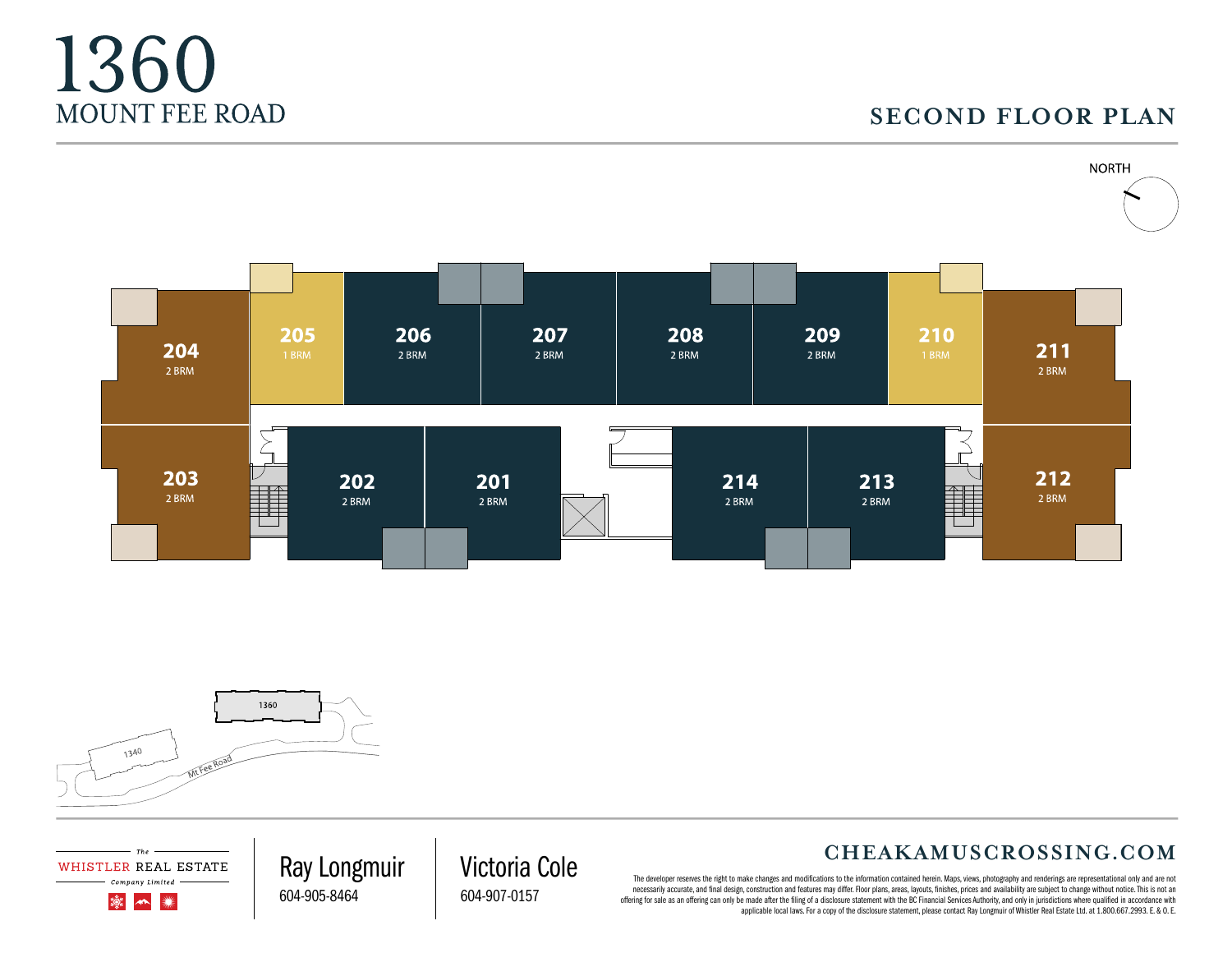# 1360 MOUNT FEE ROAD

## SECOND FLOOR PLAN

NORTH

| Unit | Type |
| --- | --- |
| 204 | 2 BRM |
| 205 | 1 BRM |
| 206 | 2 BRM |
| 207 | 2 BRM |
| 208 | 2 BRM |
| 209 | 2 BRM |
| 210 | 1 BRM |
| 211 | 2 BRM |
| 203 | 2 BRM |
| 202 | 2 BRM |
| 201 | 2 BRM |
| 214 | 2 BRM |
| 213 | 2 BRM |
| 212 | 2 BRM |

1360

1340

Mt Fee Road

The WHISTLER REAL ESTATE Company Limited

Ray Longmuir
604-905-8464

Victoria Cole
604-907-0157

**CHEAKAMUSCROSSING.COM**

The developer reserves the right to make changes and modifications to the information contained herein. Maps, views, photography and renderings are representational only and are not necessarily accurate, and final design, construction and features may differ. Floor plans, areas, layouts, finishes, prices and availability are subject to change without notice. This is not an offering for sale as an offering can only be made after the filing of a disclosure statement with the BC Financial Services Authority, and only in jurisdictions where qualified in accordance with applicable local laws. For a copy of the disclosure statement, please contact Ray Longmuir of Whistler Real Estate Ltd. at 1.800.667.2993. E. & O. E.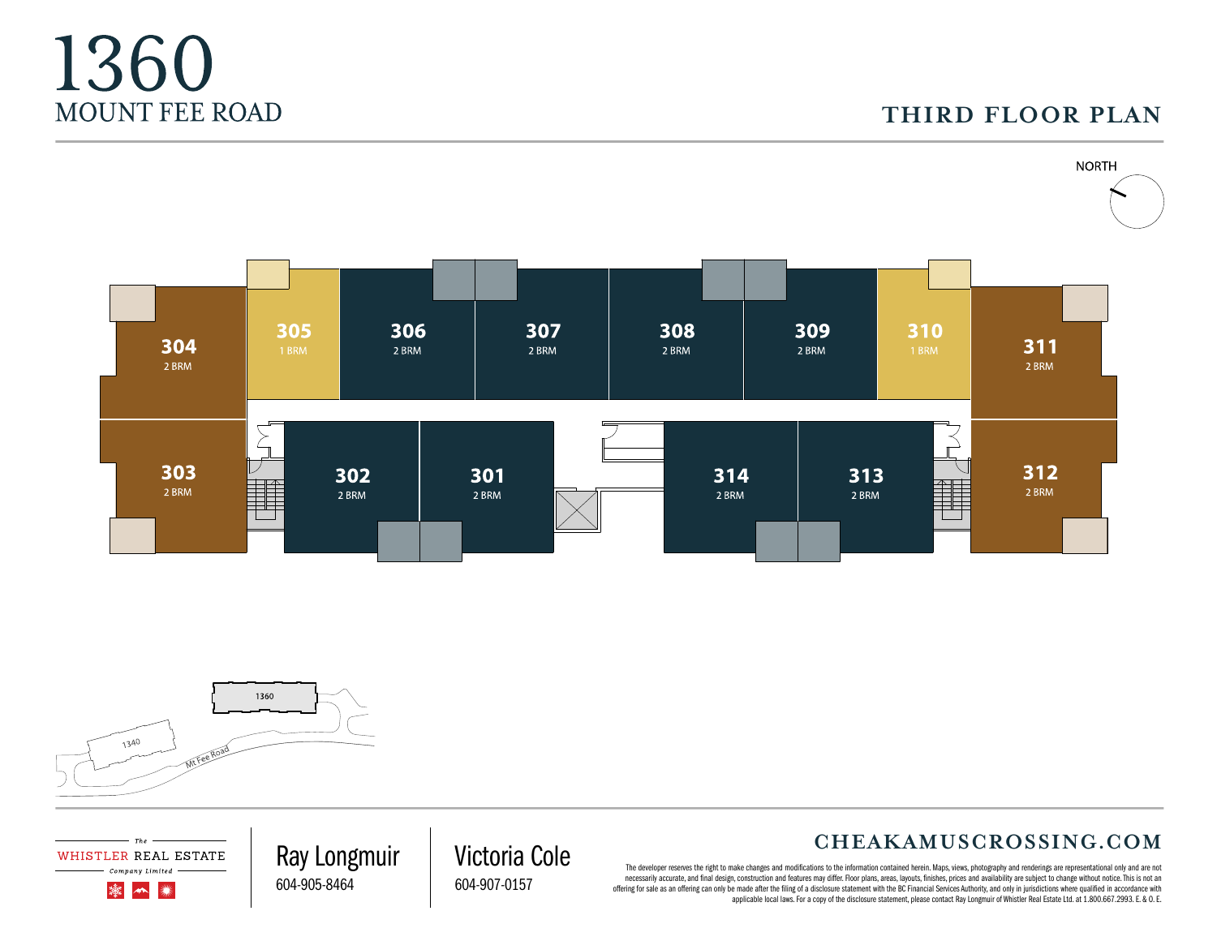# 1360

MOUNT FEE ROAD

## THIRD FLOOR PLAN

NORTH

304
2 BRM

305
1 BRM

306
2 BRM

307
2 BRM

308
2 BRM

309
2 BRM

310
1 BRM

311
2 BRM

303
2 BRM

302
2 BRM

301
2 BRM

314
2 BRM

313
2 BRM

312
2 BRM

1360

1340

Mt Fee Road

The WHISTLER REAL ESTATE Company Limited

Ray Longmuir
604-905-8464

Victoria Cole
604-907-0157

CHEAKAMUSCROSSING.COM

The developer reserves the right to make changes and modifications to the information contained herein. Maps, views, photography and renderings are representational only and are not necessarily accurate, and final design, construction and features may differ. Floor plans, areas, layouts, finishes, prices and availability are subject to change without notice. This is not an offering for sale as an offering can only be made after the filing of a disclosure statement with the BC Financial Services Authority, and only in jurisdictions where qualified in accordance with applicable local laws. For a copy of the disclosure statement, please contact Ray Longmuir of Whistler Real Estate Ltd. at 1.800.667.2993. E. & O. E.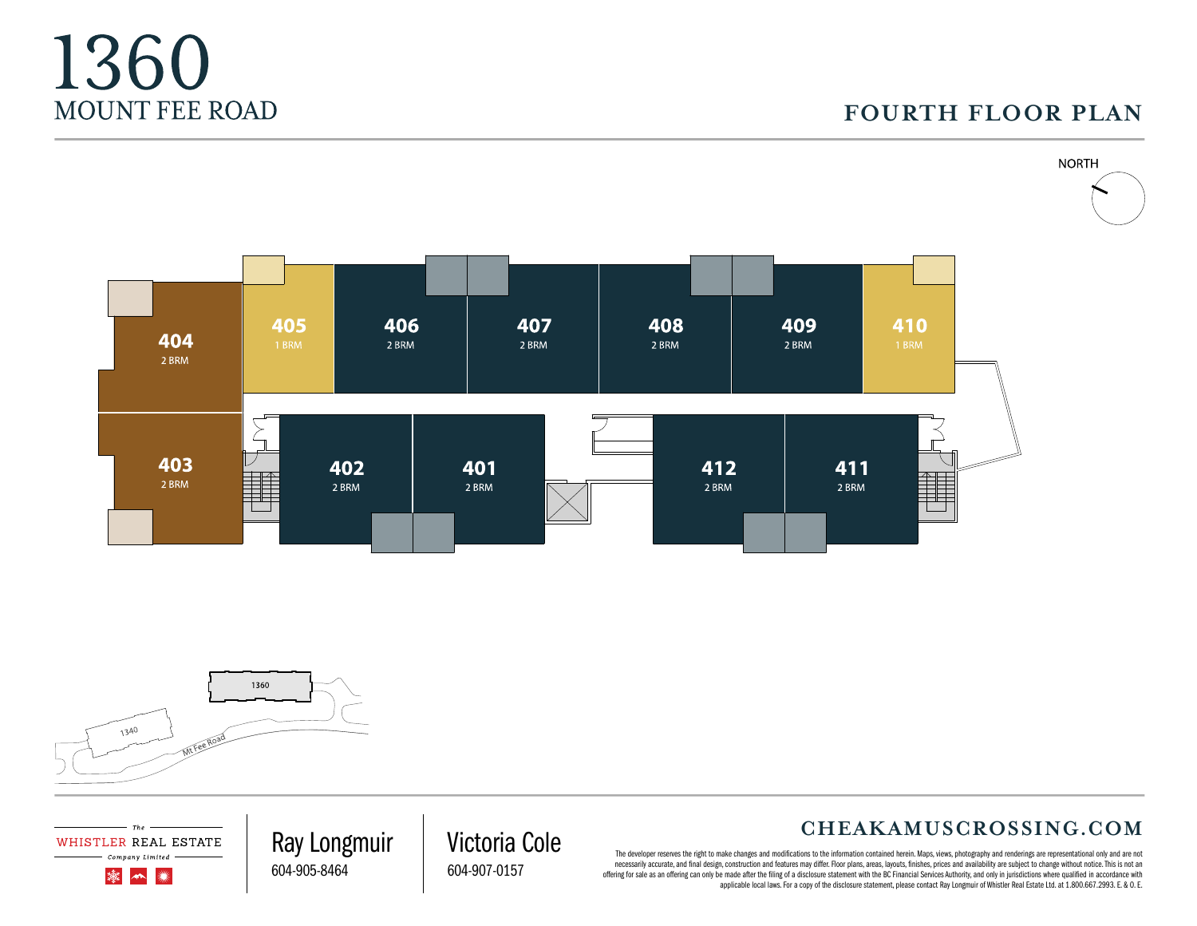# 1360
MOUNT FEE ROAD

## FOURTH FLOOR PLAN

NORTH

404
2 BRM

405
1 BRM

406
2 BRM

407
2 BRM

408
2 BRM

409
2 BRM

410
1 BRM

403
2 BRM

402
2 BRM

401
2 BRM

412
2 BRM

411
2 BRM

1360

1340

Mt Fee Road

The WHISTLER REAL ESTATE Company Limited

Ray Longmuir
604-905-8464

Victoria Cole
604-907-0157

CHEAKAMUSCROSSING.COM

The developer reserves the right to make changes and modifications to the information contained herein. Maps, views, photography and renderings are representational only and are not necessarily accurate, and final design, construction and features may differ. Floor plans, areas, layouts, finishes, prices and availability are subject to change without notice. This is not an offering for sale as an offering can only be made after the filing of a disclosure statement with the BC Financial Services Authority, and only in jurisdictions where qualified in accordance with applicable local laws. For a copy of the disclosure statement, please contact Ray Longmuir of Whistler Real Estate Ltd. at 1.800.667.2993. E. & O. E.